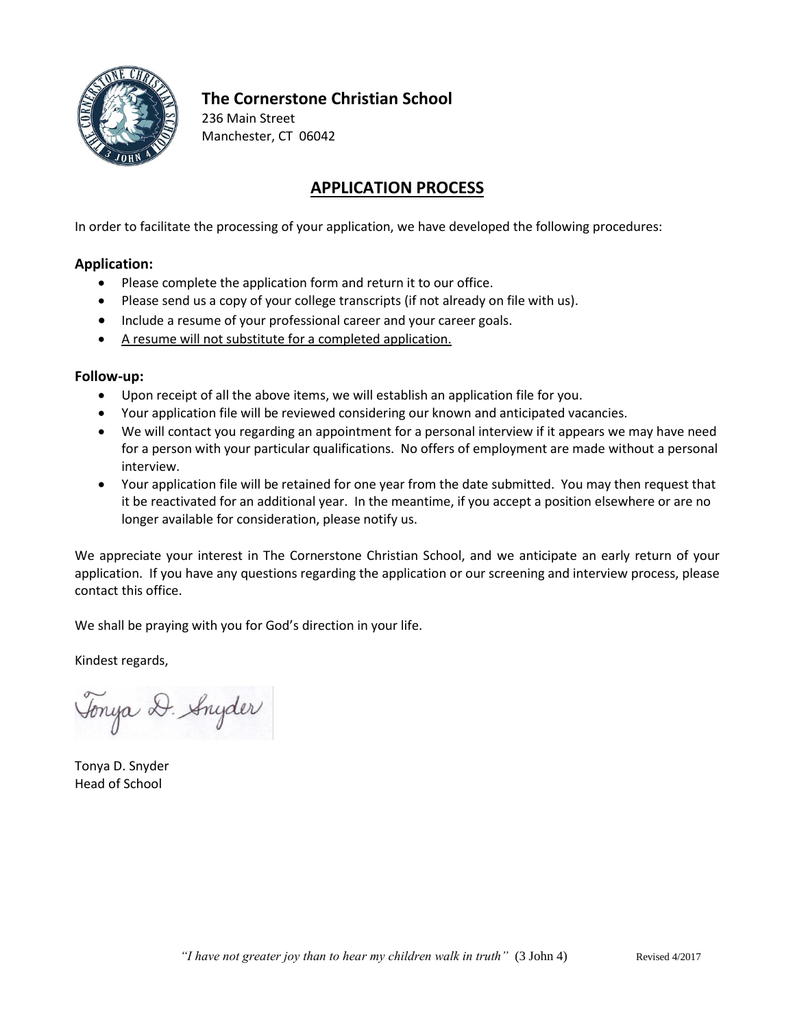**The Cornerstone Christian School**
236 Main Street
Manchester, CT 06042

# APPLICATION PROCESS

In order to facilitate the processing of your application, we have developed the following procedures:

**Application:**

- Please complete the application form and return it to our office.
- Please send us a copy of your college transcripts (if not already on file with us).
- Include a resume of your professional career and your career goals.
- A resume will not substitute for a completed application.

**Follow-up:**

- Upon receipt of all the above items, we will establish an application file for you.
- Your application file will be reviewed considering our known and anticipated vacancies.
- We will contact you regarding an appointment for a personal interview if it appears we may have need for a person with your particular qualifications. No offers of employment are made without a personal interview.
- Your application file will be retained for one year from the date submitted. You may then request that it be reactivated for an additional year. In the meantime, if you accept a position elsewhere or are no longer available for consideration, please notify us.

We appreciate your interest in The Cornerstone Christian School, and we anticipate an early return of your application. If you have any questions regarding the application or our screening and interview process, please contact this office.

We shall be praying with you for God's direction in your life.

Kindest regards,

Tonya D. Snyder

Tonya D. Snyder
Head of School

*"I have not greater joy than to hear my children walk in truth"* (3 John 4) Revised 4/2017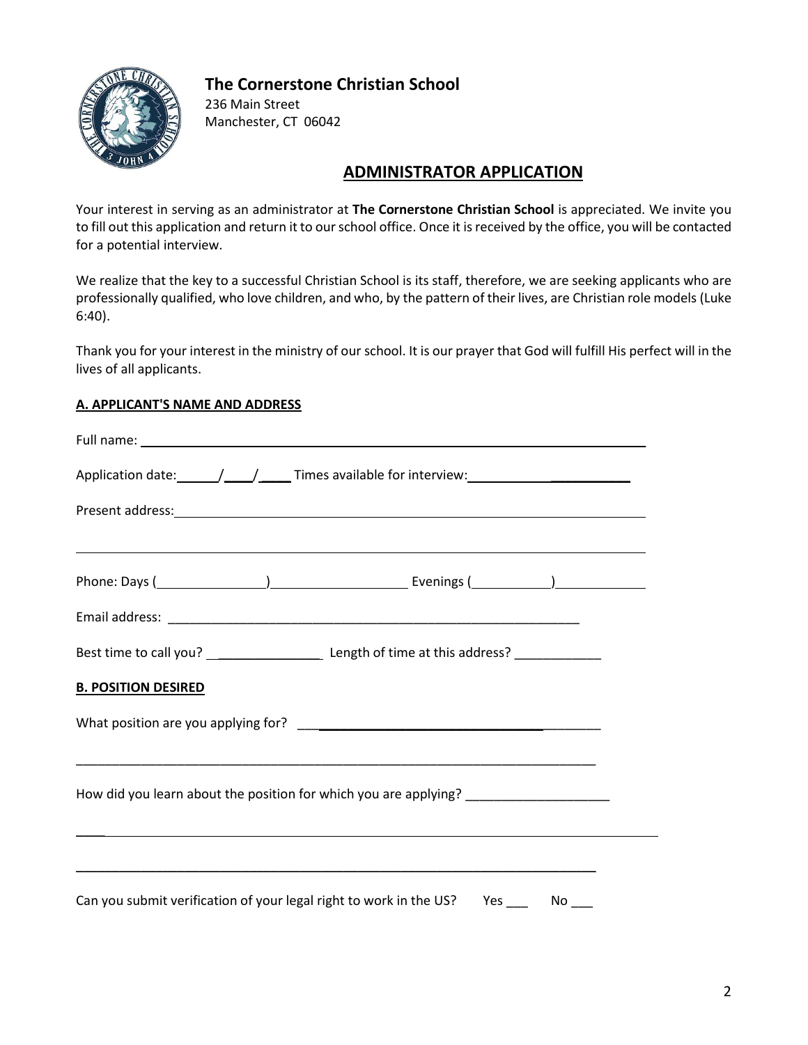# The Cornerstone Christian School

236 Main Street
Manchester, CT 06042

## ADMINISTRATOR APPLICATION

Your interest in serving as an administrator at **The Cornerstone Christian School** is appreciated. We invite you to fill out this application and return it to our school office. Once it is received by the office, you will be contacted for a potential interview.

We realize that the key to a successful Christian School is its staff, therefore, we are seeking applicants who are professionally qualified, who love children, and who, by the pattern of their lives, are Christian role models (Luke 6:40).

Thank you for your interest in the ministry of our school. It is our prayer that God will fulfill His perfect will in the lives of all applicants.

### A. APPLICANT'S NAME AND ADDRESS

Full name: ______________________________________________

Application date: ____/____/____ Times available for interview: ______________________

Present address: ______________________________________________

______________________________________________

Phone: Days (__________)______________ Evenings (__________)______________

Email address: ______________________________________________

Best time to call you? ______________ Length of time at this address? ____________

### B. POSITION DESIRED

What position are you applying for? ______________________________________________

______________________________________________

How did you learn about the position for which you are applying? ____________________

______________________________________________

______________________________________________

Can you submit verification of your legal right to work in the US? Yes ___ No ___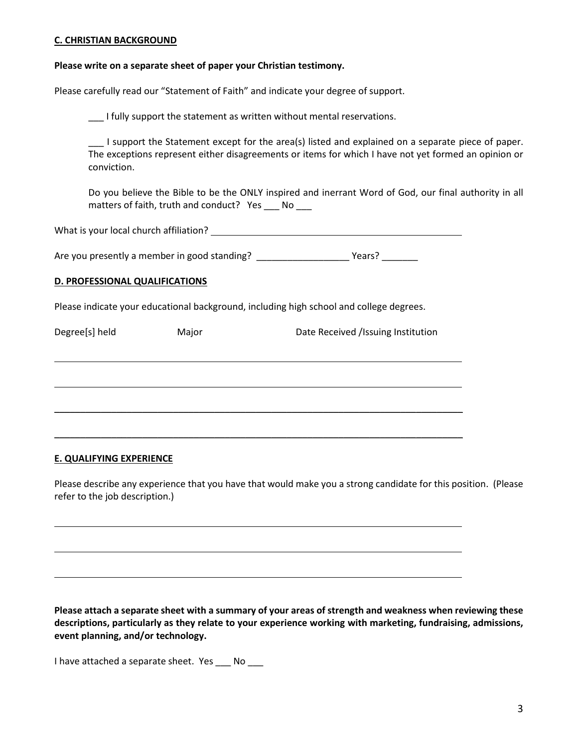## C. CHRISTIAN BACKGROUND

**Please write on a separate sheet of paper your Christian testimony.**

Please carefully read our "Statement of Faith" and indicate your degree of support.

___ I fully support the statement as written without mental reservations.

___ I support the Statement except for the area(s) listed and explained on a separate piece of paper. The exceptions represent either disagreements or items for which I have not yet formed an opinion or conviction.

Do you believe the Bible to be the ONLY inspired and inerrant Word of God, our final authority in all matters of faith, truth and conduct? Yes ___ No ___

What is your local church affiliation? ______________________________________________

Are you presently a member in good standing? __________________ Years? _______

## D. PROFESSIONAL QUALIFICATIONS

Please indicate your educational background, including high school and college degrees.

| Degree[s] held | Major | Date Received /Issuing Institution |
|---|---|---|
| | | |
| | | |
| | | |
| | | |

## E. QUALIFYING EXPERIENCE

Please describe any experience that you have that would make you a strong candidate for this position. (Please refer to the job description.)

_____________________________________________________________________________

_____________________________________________________________________________

_____________________________________________________________________________

**Please attach a separate sheet with a summary of your areas of strength and weakness when reviewing these descriptions, particularly as they relate to your experience working with marketing, fundraising, admissions, event planning, and/or technology.**

I have attached a separate sheet. Yes ___ No ___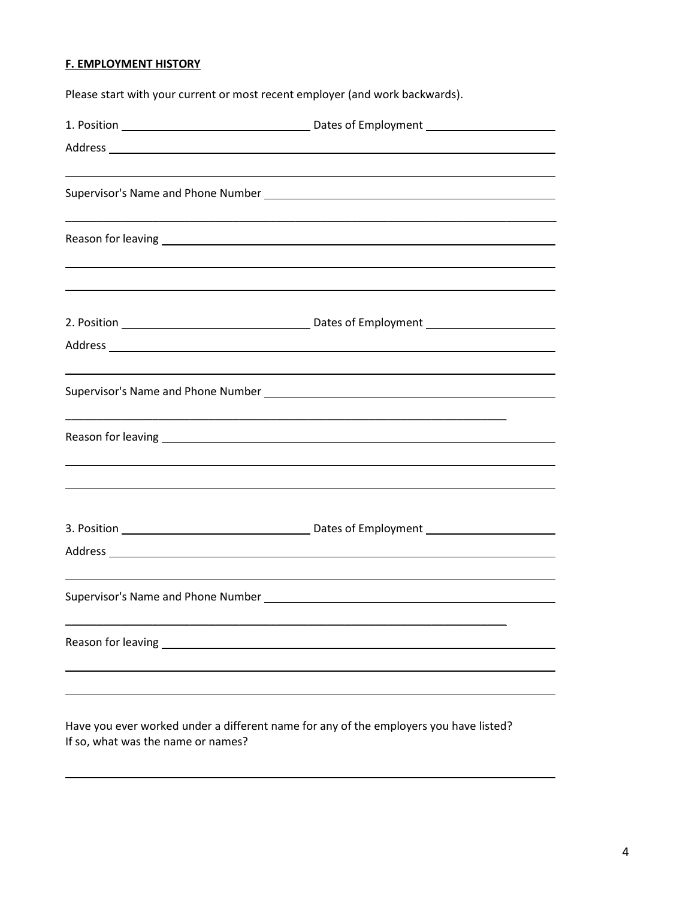## F. EMPLOYMENT HISTORY

Please start with your current or most recent employer (and work backwards).

1. Position ______________________________ Dates of Employment ____________________

Address ______________________________________________________________________

______________________________________________________________________________

Supervisor's Name and Phone Number _____________________________________________

______________________________________________________________________________

Reason for leaving ______________________________________________________________

______________________________________________________________________________

______________________________________________________________________________

2. Position ______________________________ Dates of Employment ____________________

Address ______________________________________________________________________

______________________________________________________________________________

Supervisor's Name and Phone Number _____________________________________________

_________________________________________________________________________

Reason for leaving ______________________________________________________________

______________________________________________________________________________

______________________________________________________________________________

3. Position ______________________________ Dates of Employment ____________________

Address ______________________________________________________________________

______________________________________________________________________________

Supervisor's Name and Phone Number _____________________________________________

_________________________________________________________________________

Reason for leaving ______________________________________________________________

______________________________________________________________________________

______________________________________________________________________________

Have you ever worked under a different name for any of the employers you have listed?
If so, what was the name or names?

______________________________________________________________________________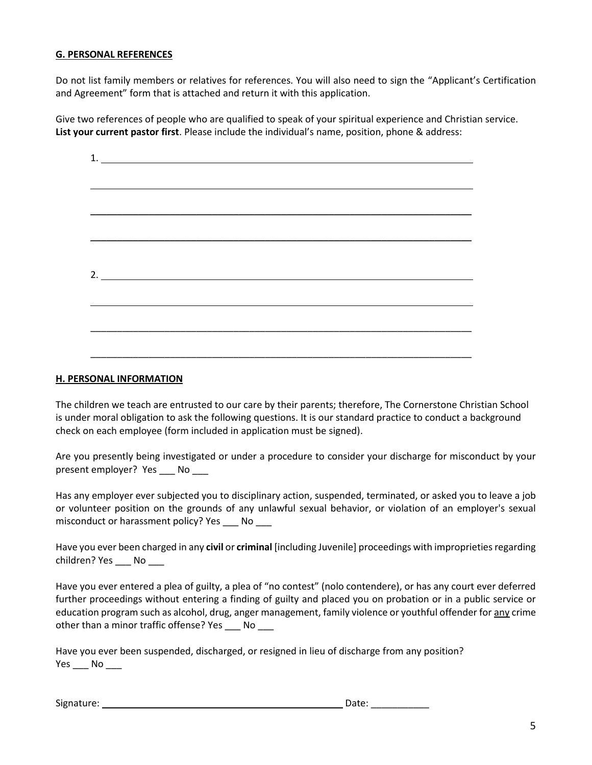## G. PERSONAL REFERENCES

Do not list family members or relatives for references. You will also need to sign the "Applicant's Certification and Agreement" form that is attached and return it with this application.

Give two references of people who are qualified to speak of your spiritual experience and Christian service. **List your current pastor first**. Please include the individual's name, position, phone & address:

1. ______________________________________________________________________

______________________________________________________________________

______________________________________________________________________

______________________________________________________________________

2. ______________________________________________________________________

______________________________________________________________________

______________________________________________________________________

______________________________________________________________________

## H. PERSONAL INFORMATION

The children we teach are entrusted to our care by their parents; therefore, The Cornerstone Christian School is under moral obligation to ask the following questions. It is our standard practice to conduct a background check on each employee (form included in application must be signed).

Are you presently being investigated or under a procedure to consider your discharge for misconduct by your present employer? Yes ___ No ___

Has any employer ever subjected you to disciplinary action, suspended, terminated, or asked you to leave a job or volunteer position on the grounds of any unlawful sexual behavior, or violation of an employer's sexual misconduct or harassment policy? Yes ___ No ___

Have you ever been charged in any **civil** or **criminal** [including Juvenile] proceedings with improprieties regarding children? Yes ___ No ___

Have you ever entered a plea of guilty, a plea of "no contest" (nolo contendere), or has any court ever deferred further proceedings without entering a finding of guilty and placed you on probation or in a public service or education program such as alcohol, drug, anger management, family violence or youthful offender for <u>any</u> crime other than a minor traffic offense? Yes ___ No ___

Have you ever been suspended, discharged, or resigned in lieu of discharge from any position?
Yes ___ No ___

Signature: ______________________________________ Date: ___________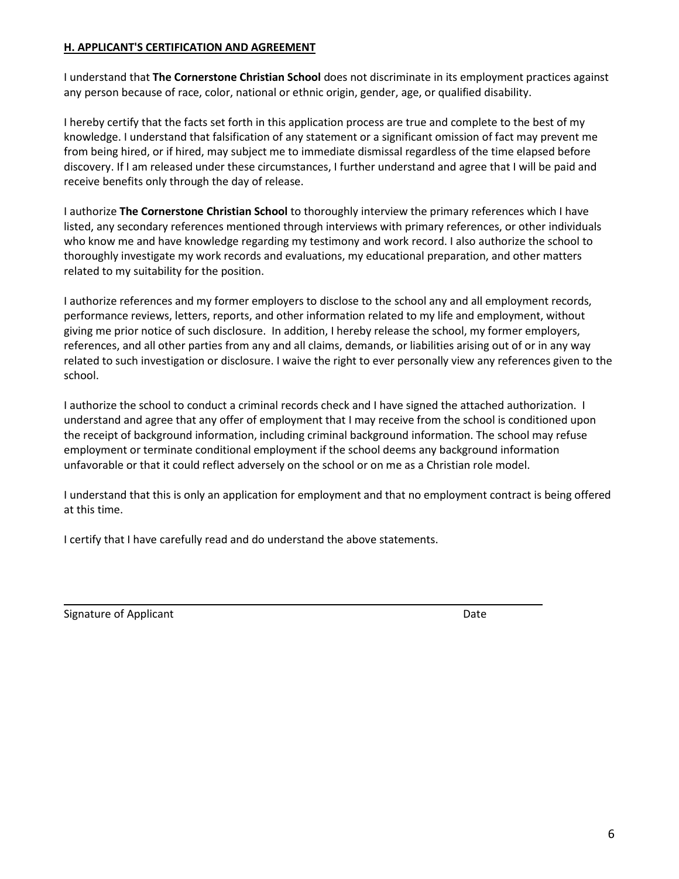## **H. APPLICANT'S CERTIFICATION AND AGREEMENT**

I understand that **The Cornerstone Christian School** does not discriminate in its employment practices against any person because of race, color, national or ethnic origin, gender, age, or qualified disability.

I hereby certify that the facts set forth in this application process are true and complete to the best of my knowledge. I understand that falsification of any statement or a significant omission of fact may prevent me from being hired, or if hired, may subject me to immediate dismissal regardless of the time elapsed before discovery. If I am released under these circumstances, I further understand and agree that I will be paid and receive benefits only through the day of release.

I authorize **The Cornerstone Christian School** to thoroughly interview the primary references which I have listed, any secondary references mentioned through interviews with primary references, or other individuals who know me and have knowledge regarding my testimony and work record. I also authorize the school to thoroughly investigate my work records and evaluations, my educational preparation, and other matters related to my suitability for the position.

I authorize references and my former employers to disclose to the school any and all employment records, performance reviews, letters, reports, and other information related to my life and employment, without giving me prior notice of such disclosure. In addition, I hereby release the school, my former employers, references, and all other parties from any and all claims, demands, or liabilities arising out of or in any way related to such investigation or disclosure. I waive the right to ever personally view any references given to the school.

I authorize the school to conduct a criminal records check and I have signed the attached authorization. I understand and agree that any offer of employment that I may receive from the school is conditioned upon the receipt of background information, including criminal background information. The school may refuse employment or terminate conditional employment if the school deems any background information unfavorable or that it could reflect adversely on the school or on me as a Christian role model.

I understand that this is only an application for employment and that no employment contract is being offered at this time.

I certify that I have carefully read and do understand the above statements.

\_\_\_\_\_\_\_\_\_\_\_\_\_\_\_\_\_\_\_\_\_\_\_\_\_\_\_\_\_\_\_\_\_\_\_\_\_\_\_\_\_\_\_\_\_\_\_\_\_\_\_\_\_\_\_\_\_\_\_\_\_\_\_\_\_\_\_\_\_\_

Signature of Applicant                                                                                    Date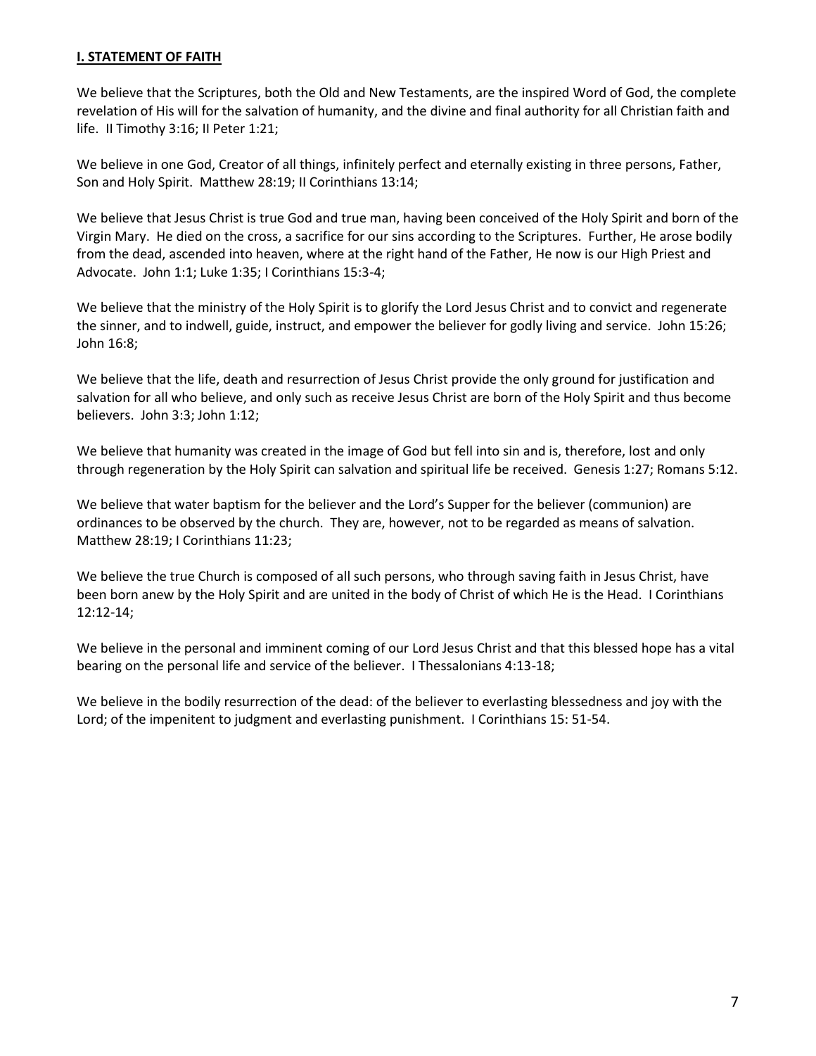## **I. STATEMENT OF FAITH**

We believe that the Scriptures, both the Old and New Testaments, are the inspired Word of God, the complete revelation of His will for the salvation of humanity, and the divine and final authority for all Christian faith and life. II Timothy 3:16; II Peter 1:21;

We believe in one God, Creator of all things, infinitely perfect and eternally existing in three persons, Father, Son and Holy Spirit. Matthew 28:19; II Corinthians 13:14;

We believe that Jesus Christ is true God and true man, having been conceived of the Holy Spirit and born of the Virgin Mary. He died on the cross, a sacrifice for our sins according to the Scriptures. Further, He arose bodily from the dead, ascended into heaven, where at the right hand of the Father, He now is our High Priest and Advocate. John 1:1; Luke 1:35; I Corinthians 15:3-4;

We believe that the ministry of the Holy Spirit is to glorify the Lord Jesus Christ and to convict and regenerate the sinner, and to indwell, guide, instruct, and empower the believer for godly living and service. John 15:26; John 16:8;

We believe that the life, death and resurrection of Jesus Christ provide the only ground for justification and salvation for all who believe, and only such as receive Jesus Christ are born of the Holy Spirit and thus become believers. John 3:3; John 1:12;

We believe that humanity was created in the image of God but fell into sin and is, therefore, lost and only through regeneration by the Holy Spirit can salvation and spiritual life be received. Genesis 1:27; Romans 5:12.

We believe that water baptism for the believer and the Lord's Supper for the believer (communion) are ordinances to be observed by the church. They are, however, not to be regarded as means of salvation. Matthew 28:19; I Corinthians 11:23;

We believe the true Church is composed of all such persons, who through saving faith in Jesus Christ, have been born anew by the Holy Spirit and are united in the body of Christ of which He is the Head. I Corinthians 12:12-14;

We believe in the personal and imminent coming of our Lord Jesus Christ and that this blessed hope has a vital bearing on the personal life and service of the believer. I Thessalonians 4:13-18;

We believe in the bodily resurrection of the dead: of the believer to everlasting blessedness and joy with the Lord; of the impenitent to judgment and everlasting punishment. I Corinthians 15: 51-54.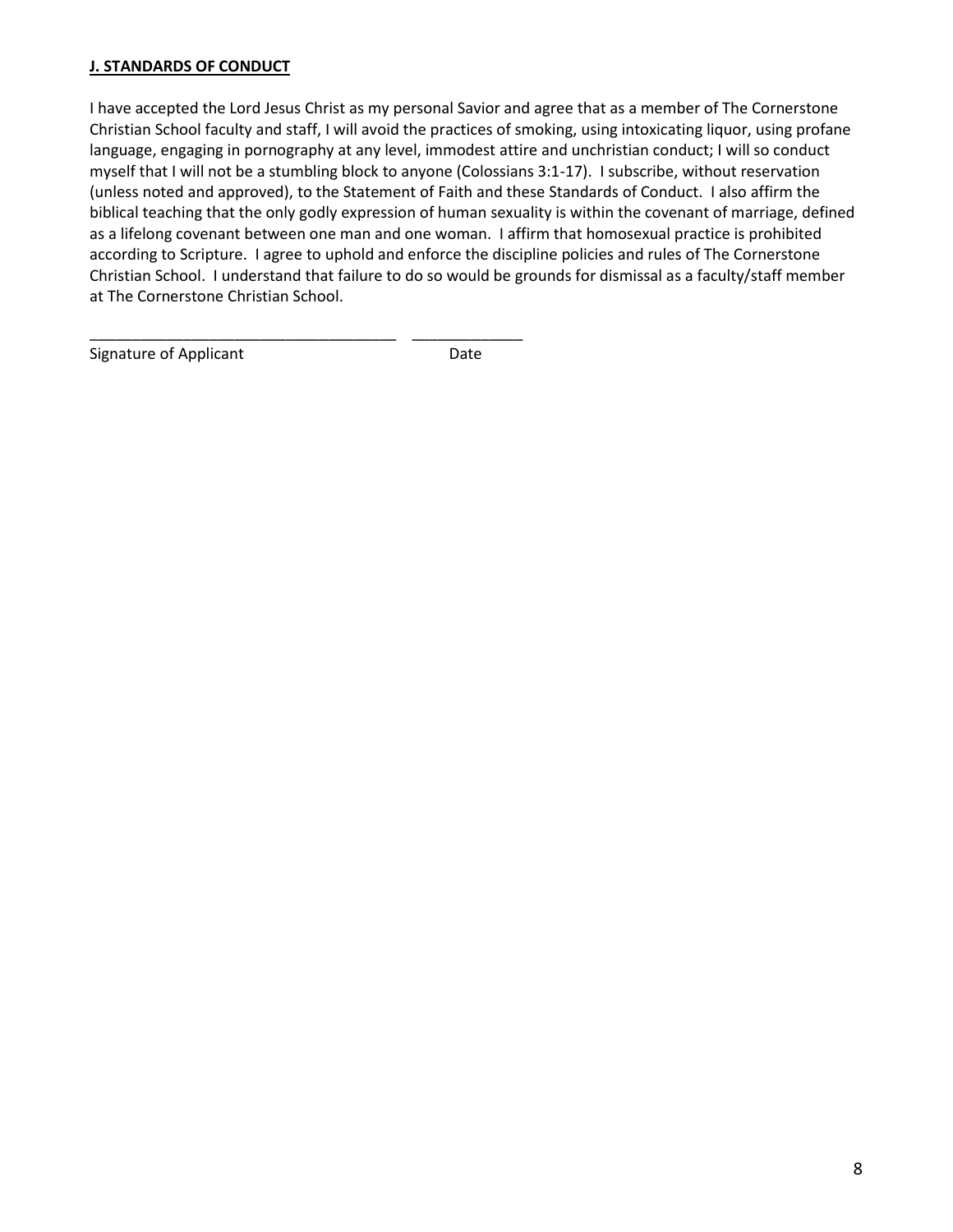**J. STANDARDS OF CONDUCT**

I have accepted the Lord Jesus Christ as my personal Savior and agree that as a member of The Cornerstone Christian School faculty and staff, I will avoid the practices of smoking, using intoxicating liquor, using profane language, engaging in pornography at any level, immodest attire and unchristian conduct; I will so conduct myself that I will not be a stumbling block to anyone (Colossians 3:1-17). I subscribe, without reservation (unless noted and approved), to the Statement of Faith and these Standards of Conduct. I also affirm the biblical teaching that the only godly expression of human sexuality is within the covenant of marriage, defined as a lifelong covenant between one man and one woman. I affirm that homosexual practice is prohibited according to Scripture. I agree to uphold and enforce the discipline policies and rules of The Cornerstone Christian School. I understand that failure to do so would be grounds for dismissal as a faculty/staff member at The Cornerstone Christian School.

\_\_\_\_\_\_\_\_\_\_\_\_\_\_\_\_\_\_\_\_\_\_\_\_\_\_\_\_\_\_\_\_\_\_\_\_ \_\_\_\_\_\_\_\_\_\_\_\_\_

Signature of Applicant Date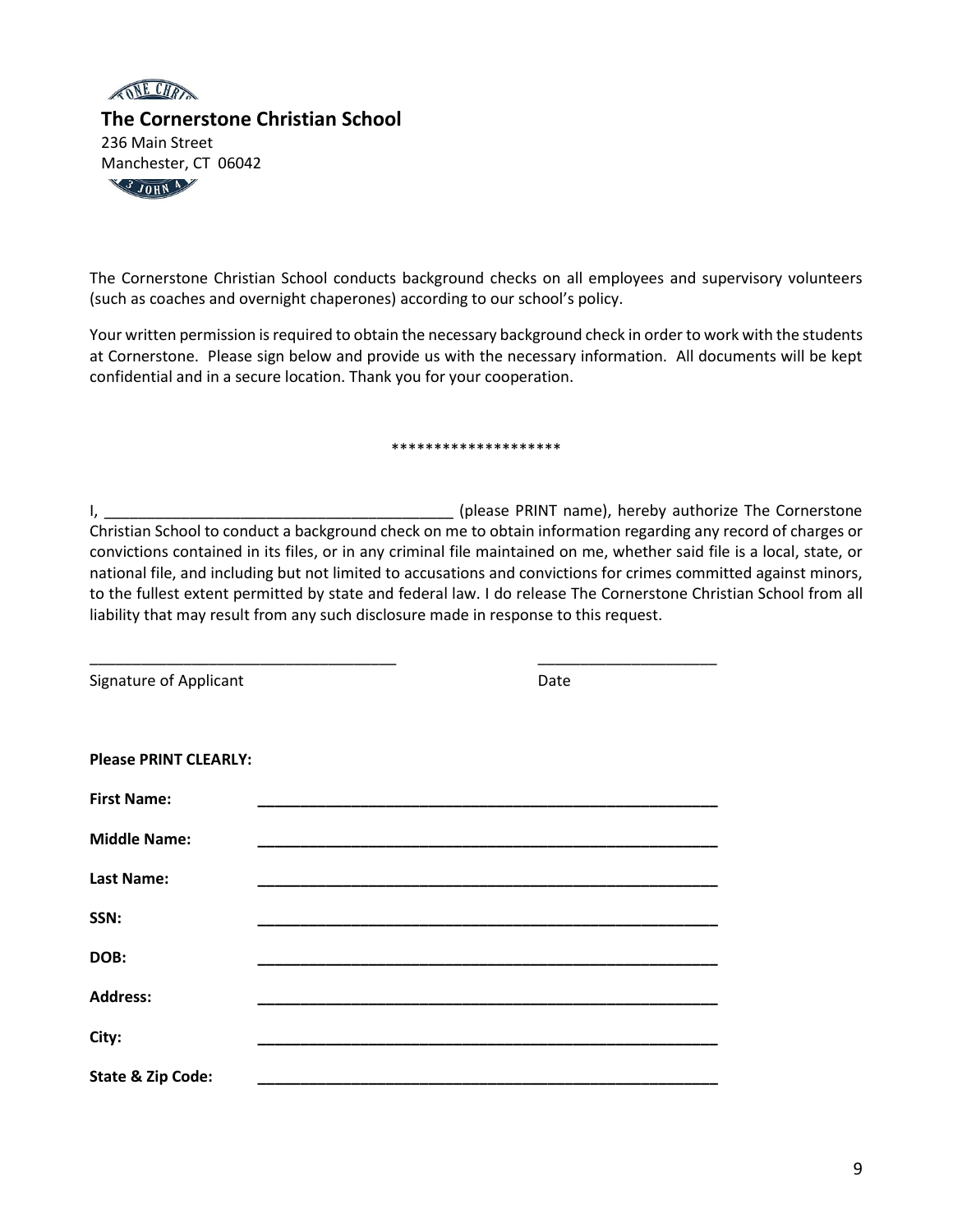**The Cornerstone Christian School**
236 Main Street
Manchester, CT 06042

The Cornerstone Christian School conducts background checks on all employees and supervisory volunteers (such as coaches and overnight chaperones) according to our school's policy.

Your written permission is required to obtain the necessary background check in order to work with the students at Cornerstone. Please sign below and provide us with the necessary information. All documents will be kept confidential and in a secure location. Thank you for your cooperation.

********************

I, ________________________________________ (please PRINT name), hereby authorize The Cornerstone Christian School to conduct a background check on me to obtain information regarding any record of charges or convictions contained in its files, or in any criminal file maintained on me, whether said file is a local, state, or national file, and including but not limited to accusations and convictions for crimes committed against minors, to the fullest extent permitted by state and federal law. I do release The Cornerstone Christian School from all liability that may result from any such disclosure made in response to this request.

____________________________________ ____________________
Signature of Applicant Date

**Please PRINT CLEARLY:**

**First Name:** ______________________________________________________

**Middle Name:** ______________________________________________________

**Last Name:** ______________________________________________________

**SSN:** ______________________________________________________

**DOB:** ______________________________________________________

**Address:** ______________________________________________________

**City:** ______________________________________________________

**State & Zip Code:** ______________________________________________________